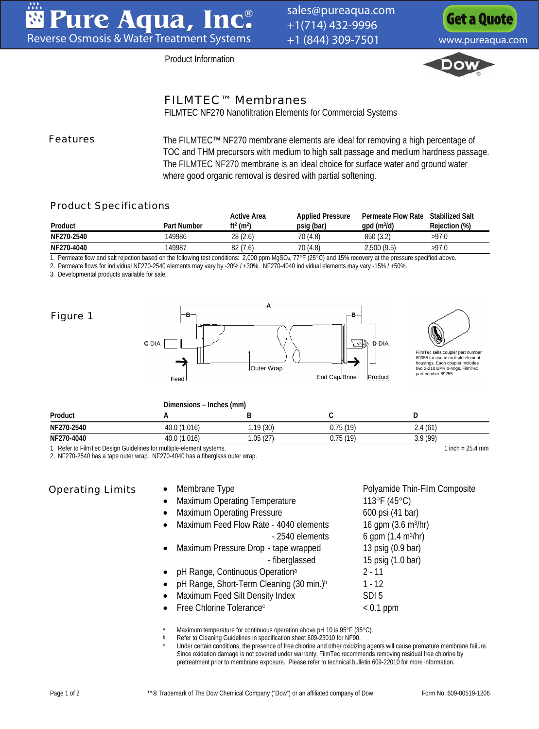Pure Aqua, Inc.® Reverse Osmosis & Water Treatment Systems

sales@pureaqua.com
+1(714) 432-9996
+1 (844) 309-7501

Get a Quote
www.pureaqua.com

Product Information

# FILMTEC™ Membranes

FILMTEC NF270 Nanofiltration Elements for Commercial Systems

## Features

The FILMTEC™ NF270 membrane elements are ideal for removing a high percentage of TOC and THM precursors with medium to high salt passage and medium hardness passage. The FILMTEC NF270 membrane is an ideal choice for surface water and ground water where good organic removal is desired with partial softening.

## Product Specifications

| Product | Part Number | Active Area ft² (m²) | Applied Pressure psig (bar) | Permeate Flow Rate gpd (m³/d) | Stabilized Salt Rejection (%) |
|---|---|---|---|---|---|
| NF270-2540 | 149986 | 28 (2.6) | 70 (4.8) | 850 (3.2) | >97.0 |
| NF270-4040 | 149987 | 82 (7.6) | 70 (4.8) | 2,500 (9.5) | >97.0 |

1. Permeate flow and salt rejection based on the following test conditions: 2,000 ppm $MgSO_4$, 77°F (25°C) and 15% recovery at the pressure specified above.
2. Permeate flows for individual NF270-2540 elements may vary by -20% / +30%. NF270-4040 individual elements may vary -15% / +50%.
3. Developmental products available for sale.

## Figure 1

FilmTec sells coupler part number 89055 for use in multiple element housings. Each coupler includes two 2-210 EPR o-rings, FilmTec part number 89255.

| Product | Dimensions – Inches (mm) A | B | C | D |
|---|---|---|---|---|
| NF270-2540 | 40.0 (1,016) | 1.19 (30) | 0.75 (19) | 2.4 (61) |
| NF270-4040 | 40.0 (1,016) | 1.05 (27) | 0.75 (19) | 3.9 (99) |

1. Refer to FilmTec Design Guidelines for multiple-element systems.
2. NF270-2540 has a tape outer wrap. NF270-4040 has a fiberglass outer wrap.

1 inch = 25.4 mm

## Operating Limits

- Membrane Type: Polyamide Thin-Film Composite
- Maximum Operating Temperature: 113°F (45°C)
- Maximum Operating Pressure: 600 psi (41 bar)
- Maximum Feed Flow Rate - 4040 elements: 16 gpm (3.6 m³/hr)
  - 2540 elements: 6 gpm (1.4 m³/hr)
- Maximum Pressure Drop - tape wrapped: 13 psig (0.9 bar)
  - fiberglassed: 15 psig (1.0 bar)
- pH Range, Continuous Operation[a]: 2 - 11
- pH Range, Short-Term Cleaning (30 min.)[b]: 1 - 12
- Maximum Feed Silt Density Index: SDI 5
- Free Chlorine Tolerance[c]: < 0.1 ppm

[a] Maximum temperature for continuous operation above pH 10 is 95°F (35°C).
[b] Refer to Cleaning Guidelines in specification sheet 609-23010 for NF90.
[c] Under certain conditions, the presence of free chlorine and other oxidizing agents will cause premature membrane failure. Since oxidation damage is not covered under warranty, FilmTec recommends removing residual free chlorine by pretreatment prior to membrane exposure. Please refer to technical bulletin 609-22010 for more information.

™® Trademark of The Dow Chemical Company ("Dow") or an affiliated company of Dow

Form No. 609-00519-1206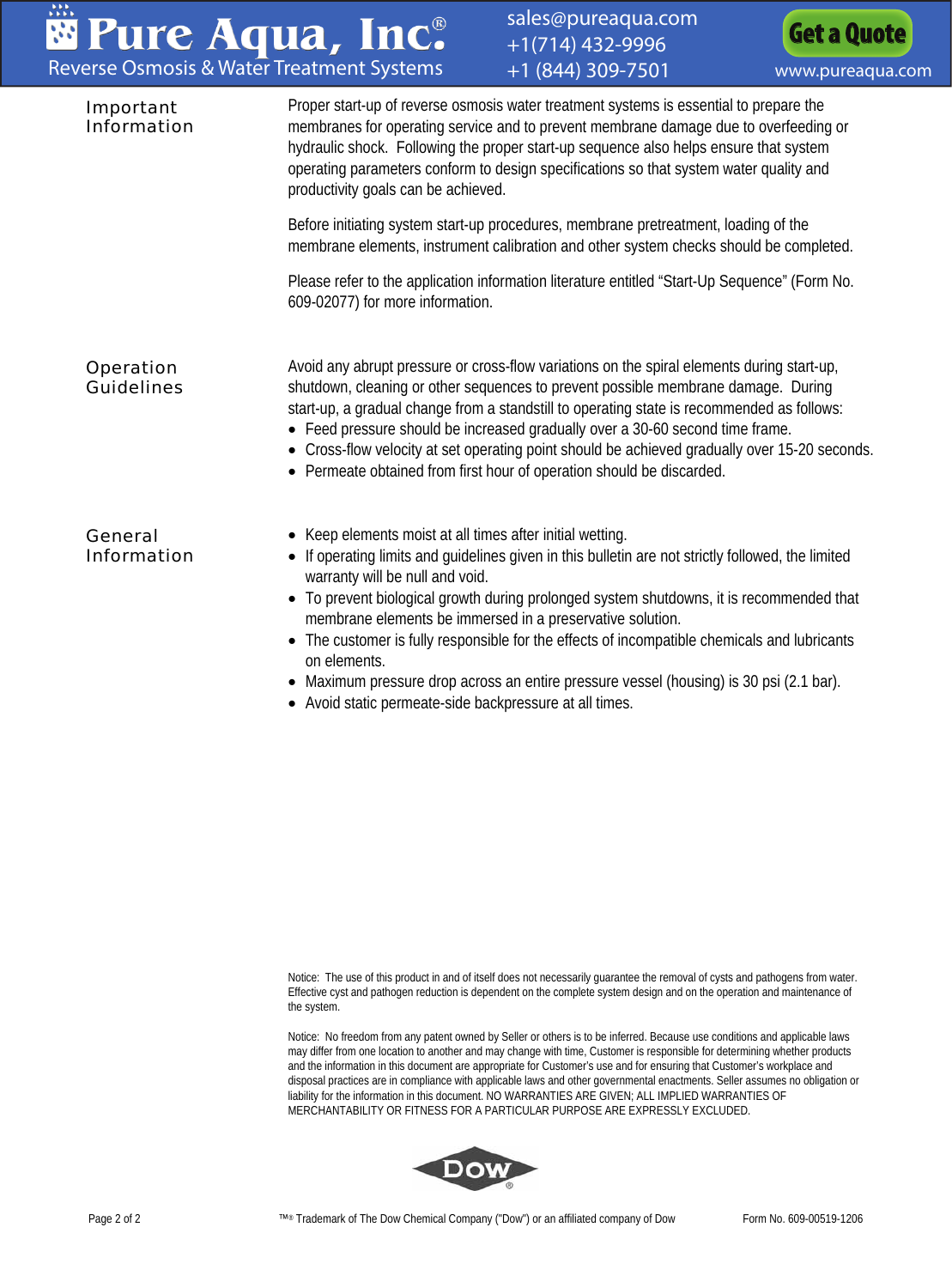## Important Information

Proper start-up of reverse osmosis water treatment systems is essential to prepare the membranes for operating service and to prevent membrane damage due to overfeeding or hydraulic shock. Following the proper start-up sequence also helps ensure that system operating parameters conform to design specifications so that system water quality and productivity goals can be achieved.

Before initiating system start-up procedures, membrane pretreatment, loading of the membrane elements, instrument calibration and other system checks should be completed.

Please refer to the application information literature entitled "Start-Up Sequence" (Form No. 609-02077) for more information.

## Operation Guidelines

Avoid any abrupt pressure or cross-flow variations on the spiral elements during start-up, shutdown, cleaning or other sequences to prevent possible membrane damage. During start-up, a gradual change from a standstill to operating state is recommended as follows:

- Feed pressure should be increased gradually over a 30-60 second time frame.
- Cross-flow velocity at set operating point should be achieved gradually over 15-20 seconds.
- Permeate obtained from first hour of operation should be discarded.

## General Information

- Keep elements moist at all times after initial wetting.
- If operating limits and guidelines given in this bulletin are not strictly followed, the limited warranty will be null and void.
- To prevent biological growth during prolonged system shutdowns, it is recommended that membrane elements be immersed in a preservative solution.
- The customer is fully responsible for the effects of incompatible chemicals and lubricants on elements.
- Maximum pressure drop across an entire pressure vessel (housing) is 30 psi (2.1 bar).
- Avoid static permeate-side backpressure at all times.

Notice: The use of this product in and of itself does not necessarily guarantee the removal of cysts and pathogens from water. Effective cyst and pathogen reduction is dependent on the complete system design and on the operation and maintenance of the system.

Notice: No freedom from any patent owned by Seller or others is to be inferred. Because use conditions and applicable laws may differ from one location to another and may change with time, Customer is responsible for determining whether products and the information in this document are appropriate for Customer's use and for ensuring that Customer's workplace and disposal practices are in compliance with applicable laws and other governmental enactments. Seller assumes no obligation or liability for the information in this document. NO WARRANTIES ARE GIVEN; ALL IMPLIED WARRANTIES OF MERCHANTABILITY OR FITNESS FOR A PARTICULAR PURPOSE ARE EXPRESSLY EXCLUDED.

™® Trademark of The Dow Chemical Company ("Dow") or an affiliated company of Dow

Form No. 609-00519-1206